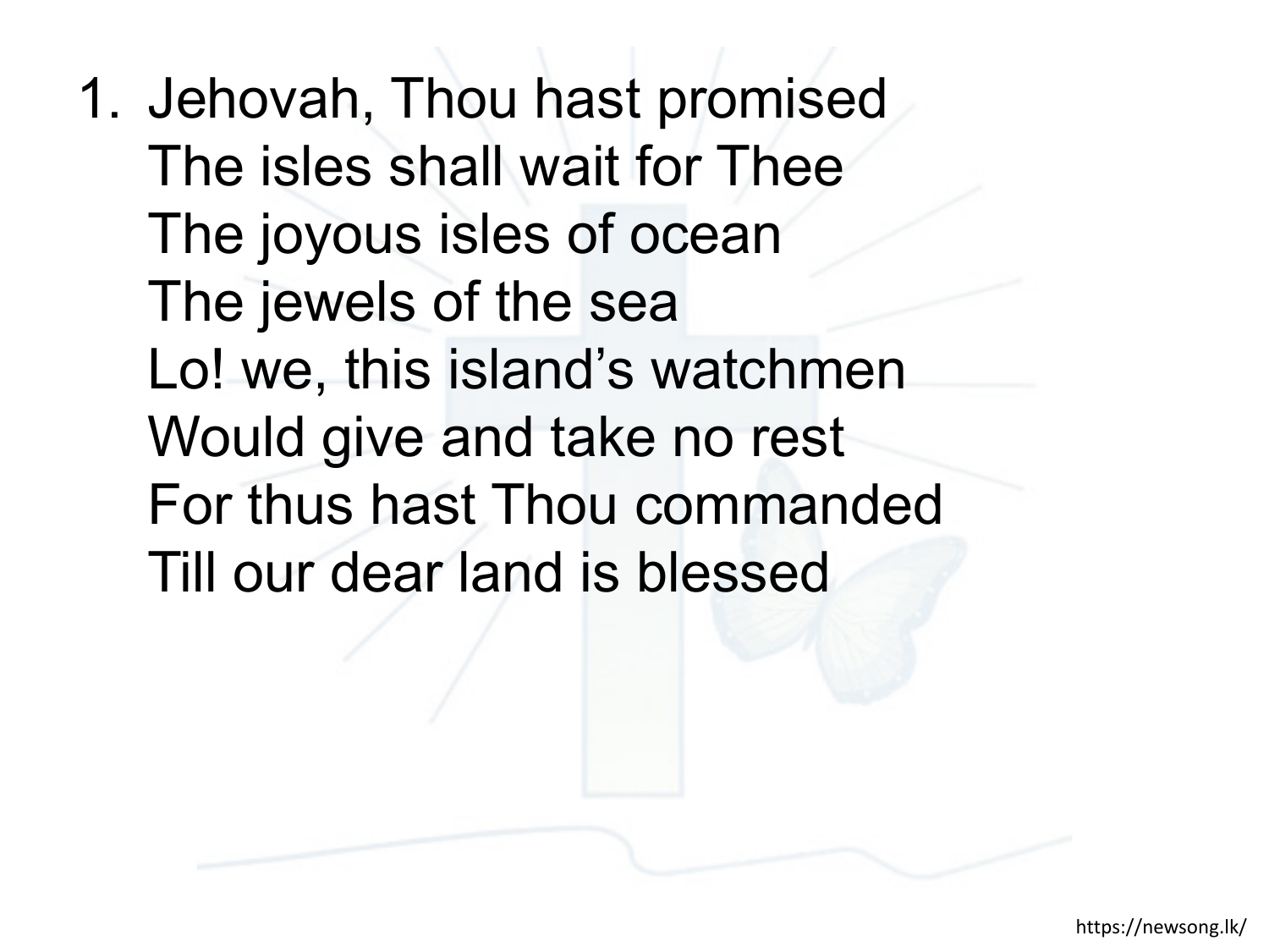1. Jehovah, Thou hast promised
   The isles shall wait for Thee
   The joyous isles of ocean
   The jewels of the sea
   Lo! we, this island's watchmen
   Would give and take no rest
   For thus hast Thou commanded
   Till our dear land is blessed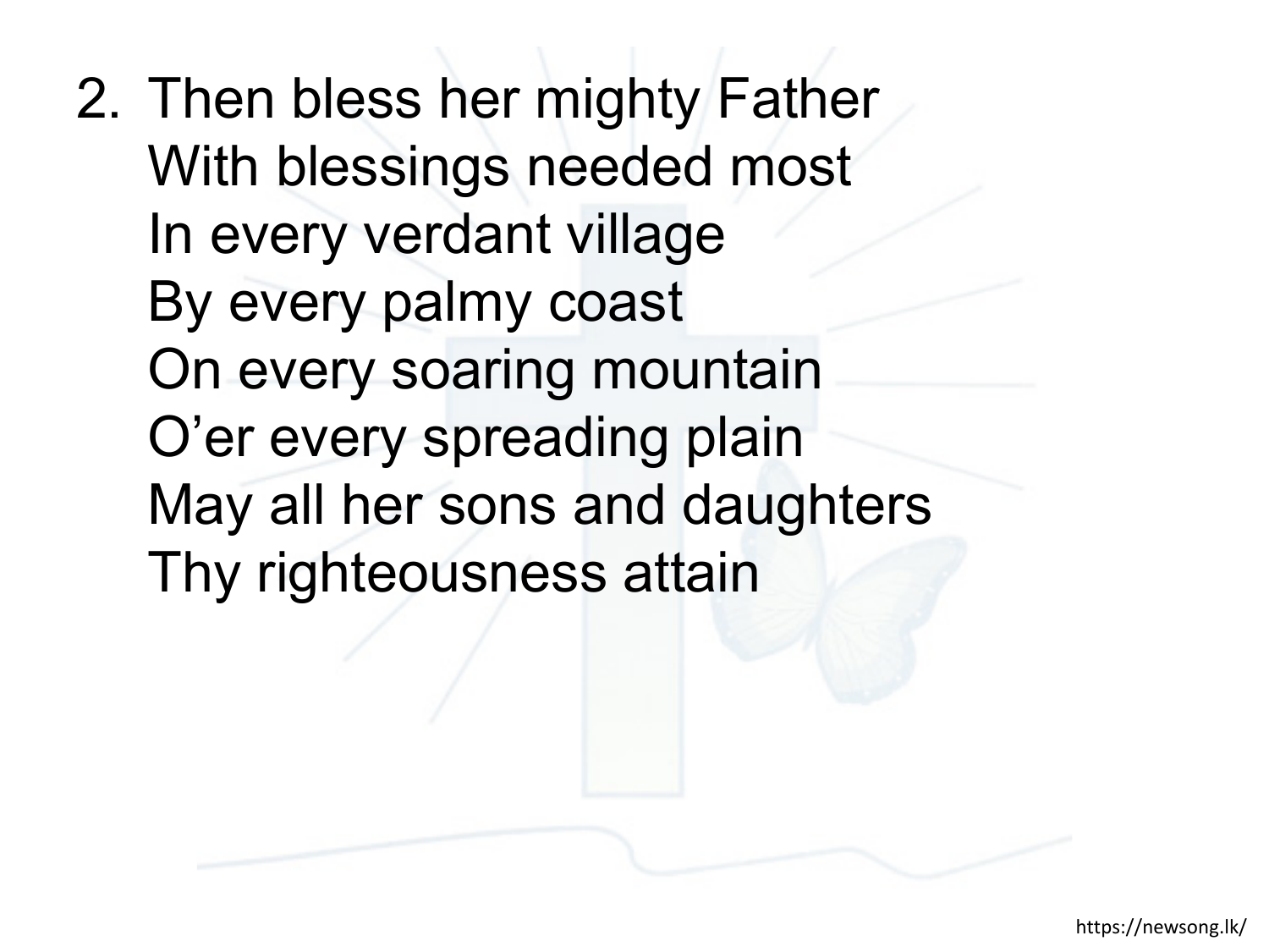2. Then bless her mighty Father
   With blessings needed most
   In every verdant village
   By every palmy coast
   On every soaring mountain
   O’er every spreading plain
   May all her sons and daughters
   Thy righteousness attain

https://newsong.lk/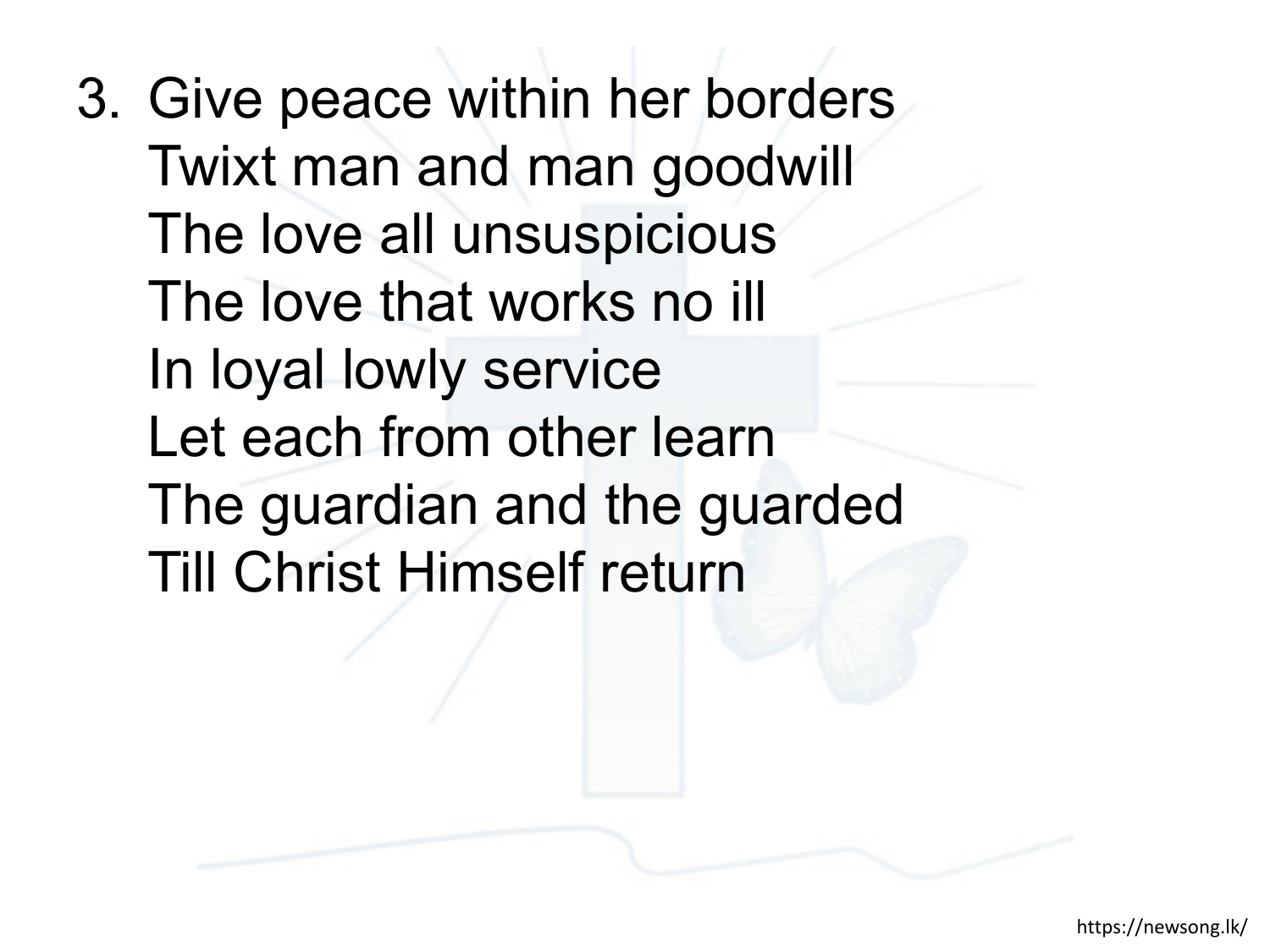3. Give peace within her borders
   Twixt man and man goodwill
   The love all unsuspicious
   The love that works no ill
   In loyal lowly service
   Let each from other learn
   The guardian and the guarded
   Till Christ Himself return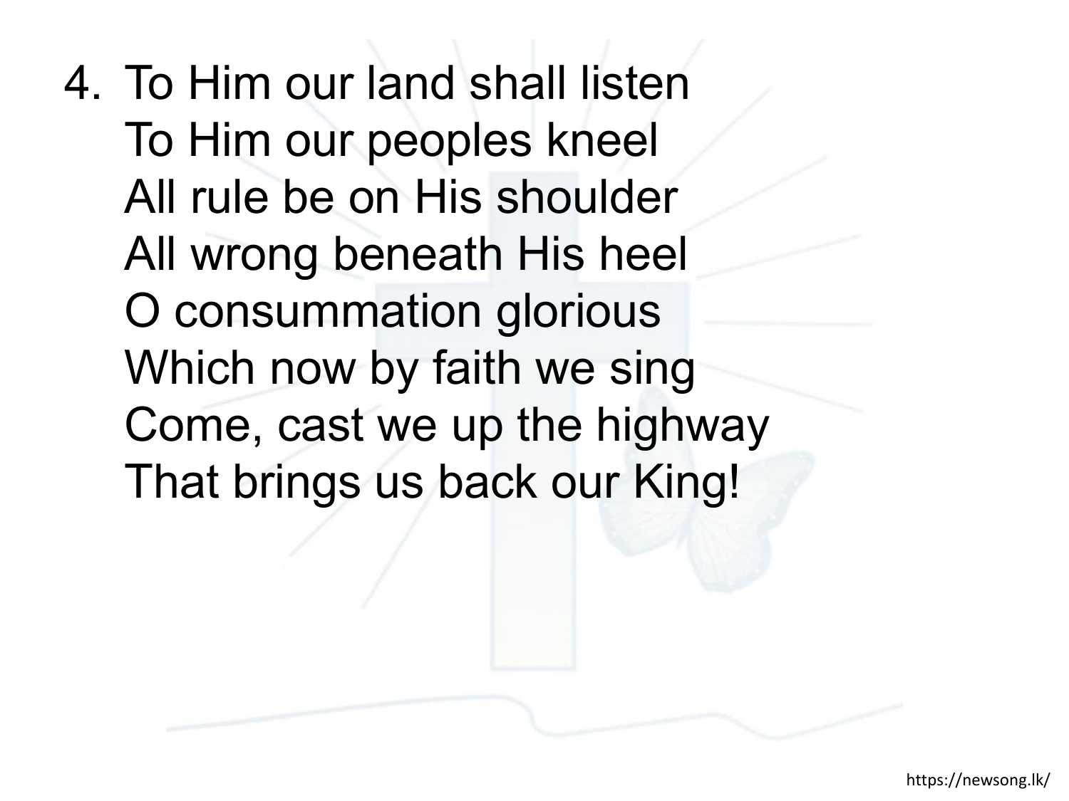4. To Him our land shall listen
   To Him our peoples kneel
   All rule be on His shoulder
   All wrong beneath His heel
   O consummation glorious
   Which now by faith we sing
   Come, cast we up the highway
   That brings us back our King!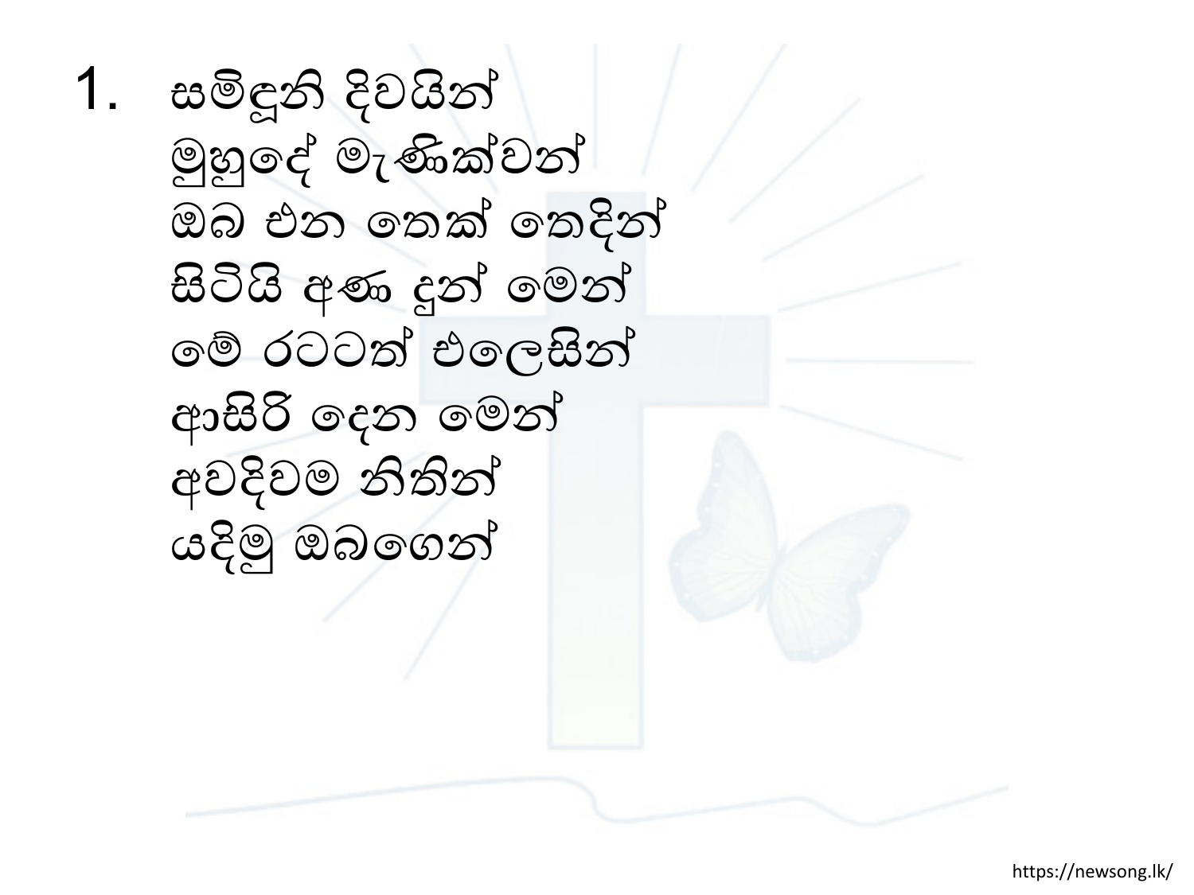1. සමිඳුනි දිවයින්
   මුහුදේ මැණික්වන්
   ඔබ එන තෙක් තෙදින්
   සිටියි අණ දුන් මෙන්
   මේ රටටත් එලෙසින්
   ආසිරි දෙන මෙන්
   අවදිවම නිතින්
   යදිමු ඔබගෙන්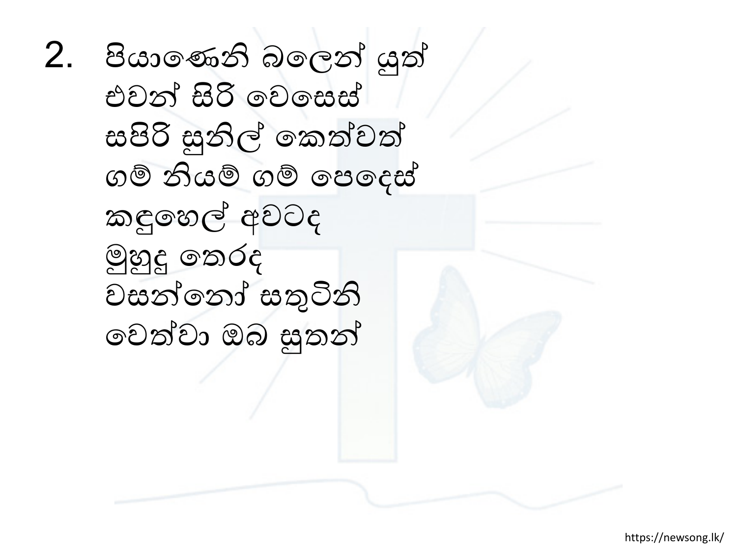2. පියාණෙනි බලෙන් යුත්
   එවන් සිරි වෙසෙස්
   සපිරි සුනිල් කෙත්වත්
   ගම් නියම් ගම් පෙදෙස්
   කඳුහෙල් අවටද
   මුහුදු තෙරද
   වසන්නෝ සතුටිනි
   වෙත්වා ඔබ සුතන්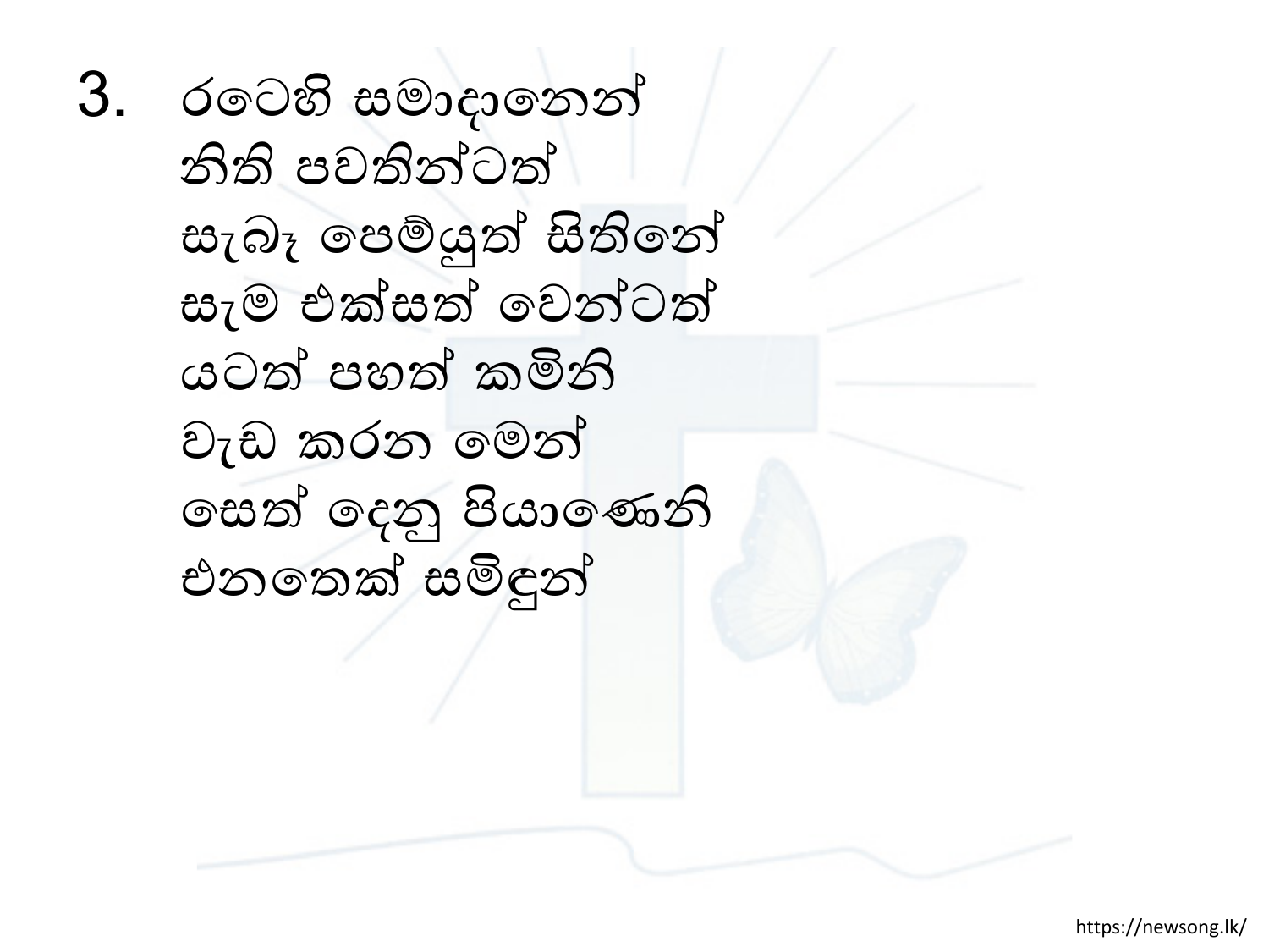3. රටෙහි සමාදානෙන්
නිති පවතින්ටත්
සැබෑ පෙම්යුත් සිතිනේ
සැම එක්සත් වෙන්ටත්
යටත් පහත් කමිනි
වැඩ කරන මෙන්
සෙත් දෙනු පියාණෙනි
එනතෙක් සමිඳුන්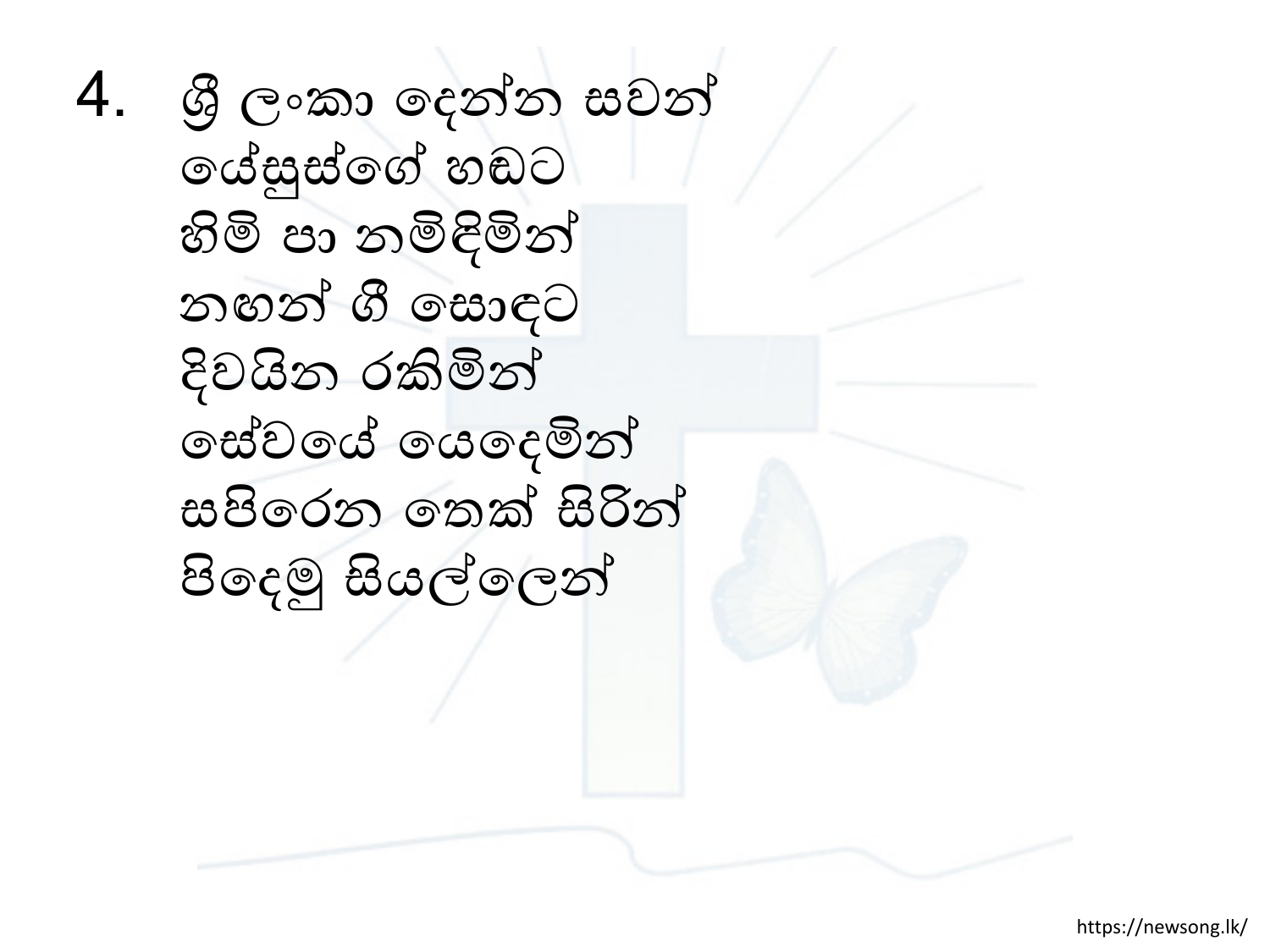4. ශ්‍රී ලංකා දෙන්න සවන්
යේසුස්ගේ හඬට
හිමි පා නමිඳිමින්
නඟන් ගී සොඳට
දිවයින රකිමින්
සේවයේ යෙදෙමින්
සපිරෙන තෙක් සිරින්
පිදෙමු සියල්ලෙන්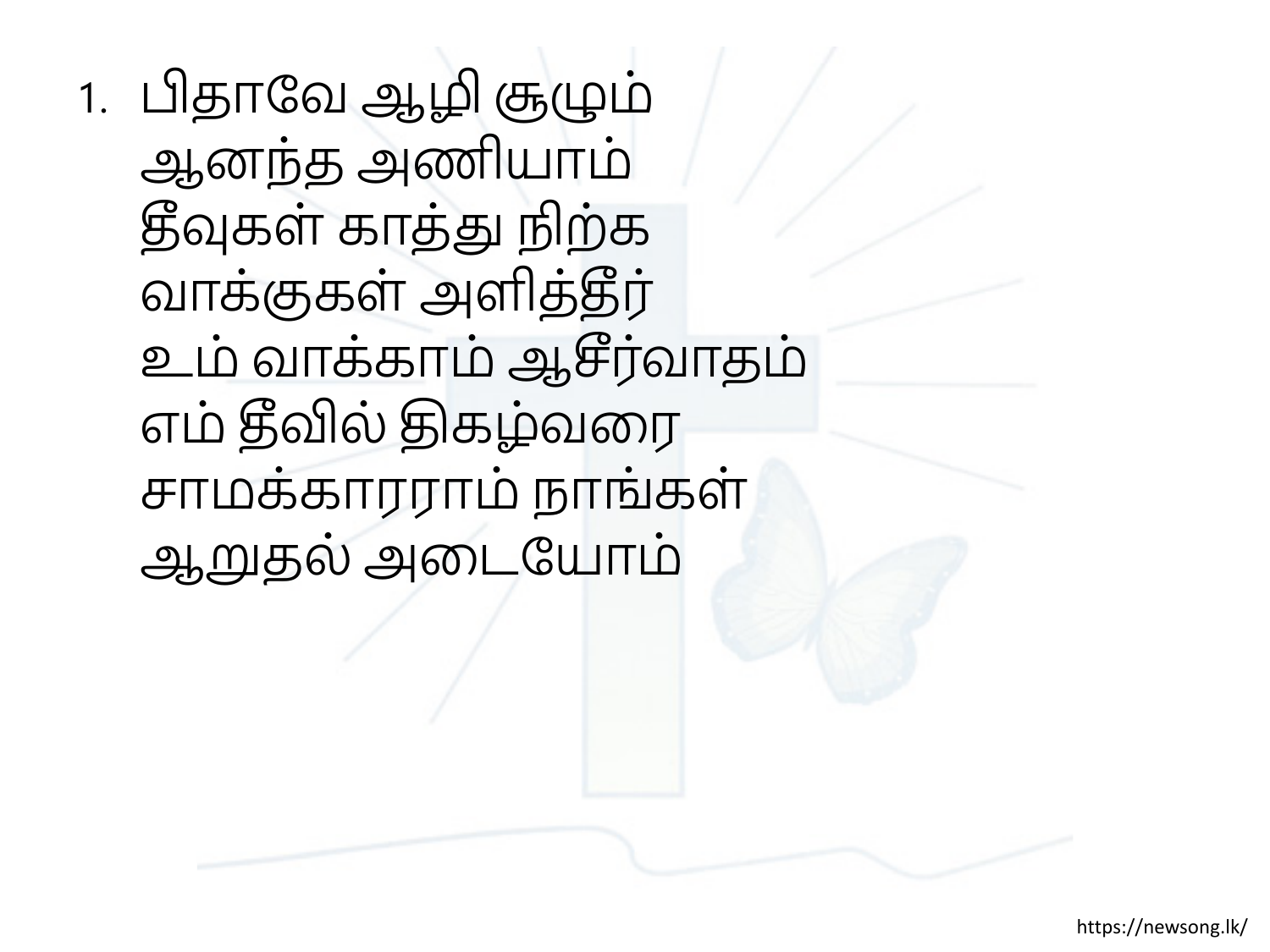1. பிதாவே ஆழி சூழும்
   ஆனந்த அணியாம்
   தீவுகள் காத்து நிற்க
   வாக்குகள் அளித்தீர்
   உம் வாக்காம் ஆசீர்வாதம்
   எம் தீவில் திகழ்வரை
   சாமக்காரராம் நாங்கள்
   ஆறுதல் அடையோம்

https://newsong.lk/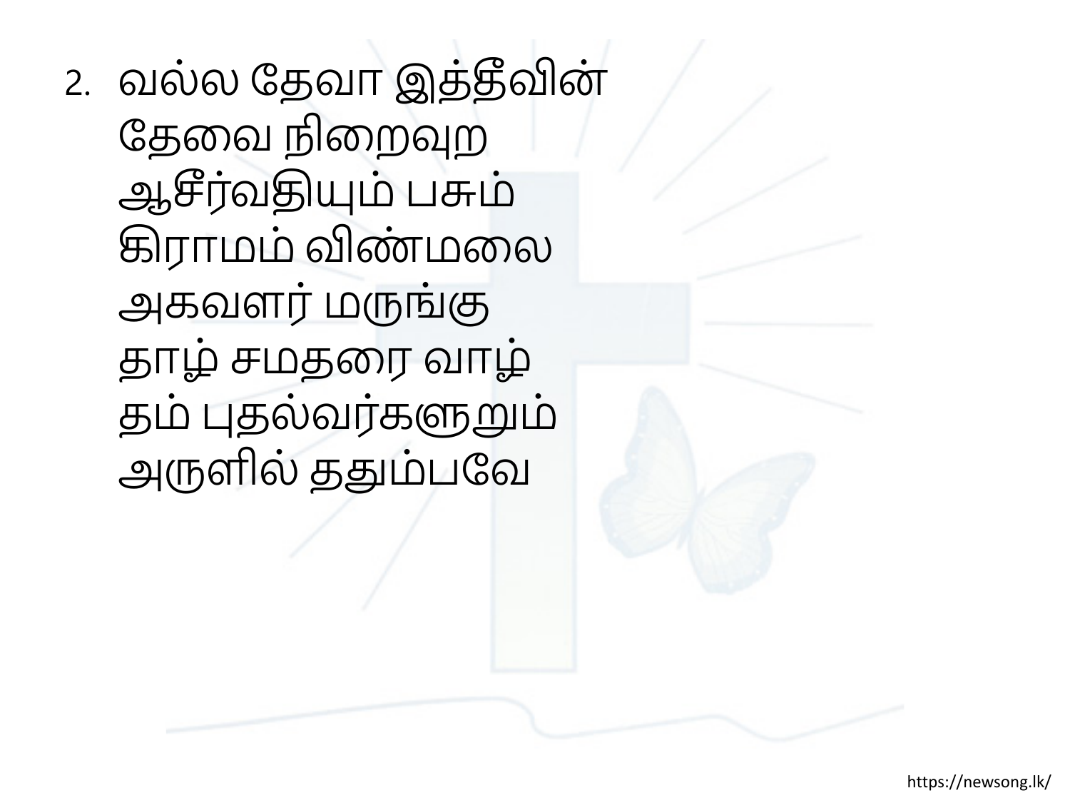2. வல்ல தேவா இத்தீவின்
   தேவை நிறைவுற
   ஆசீர்வதியும் பசும்
   கிராமம் விண்மலை
   அகவளர் மருங்கு
   தாழ் சமதரை வாழ்
   தம் புதல்வர்களுறும்
   அருளில் ததும்பவே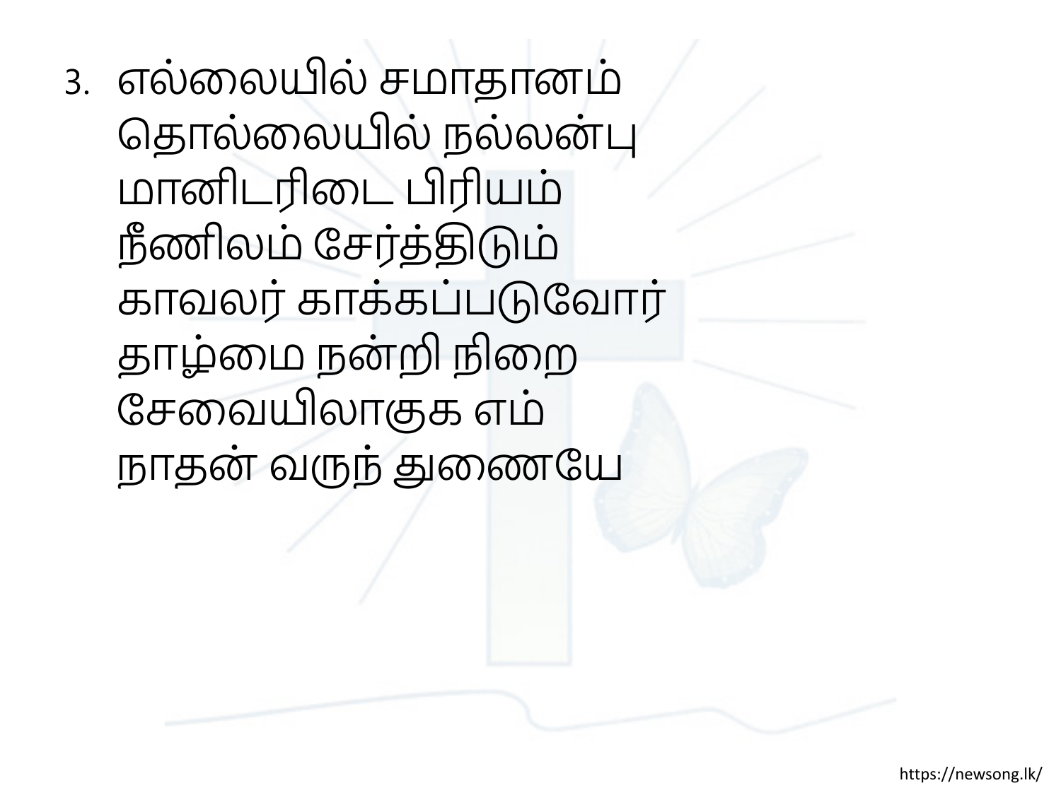3. எல்லையில் சமாதானம்
   தொல்லையில் நல்லன்பு
   மானிடரிடை பிரியம்
   நீணிலம் சேர்த்திடும்
   காவலர் காக்கப்படுவோர்
   தாழ்மை நன்றி நிறை
   சேவையிலாகுக எம்
   நாதன் வருந் துணையே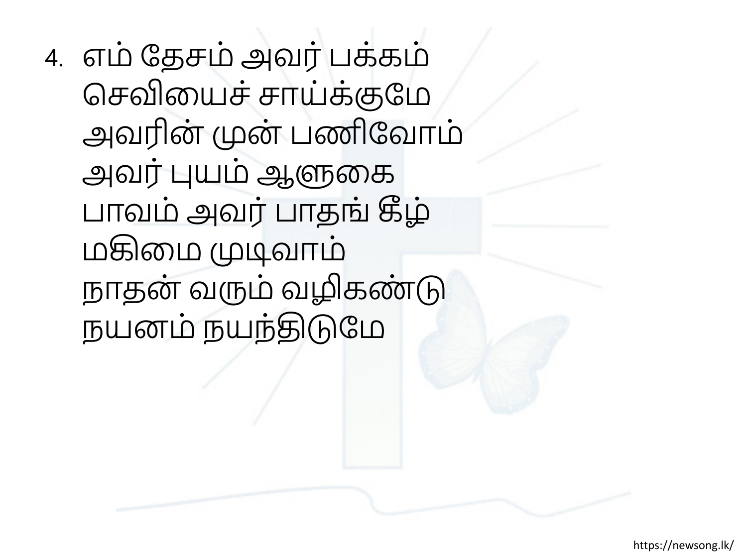4. எம் தேசம் அவர் பக்கம்
   செவியைச் சாய்க்குமே
   அவரின் முன் பணிவோம்
   அவர் புயம் ஆளுகை
   பாவம் அவர் பாதங் கீழ்
   மகிமை முடிவாம்
   நாதன் வரும் வழிகண்டு
   நயனம் நயந்திடுமே